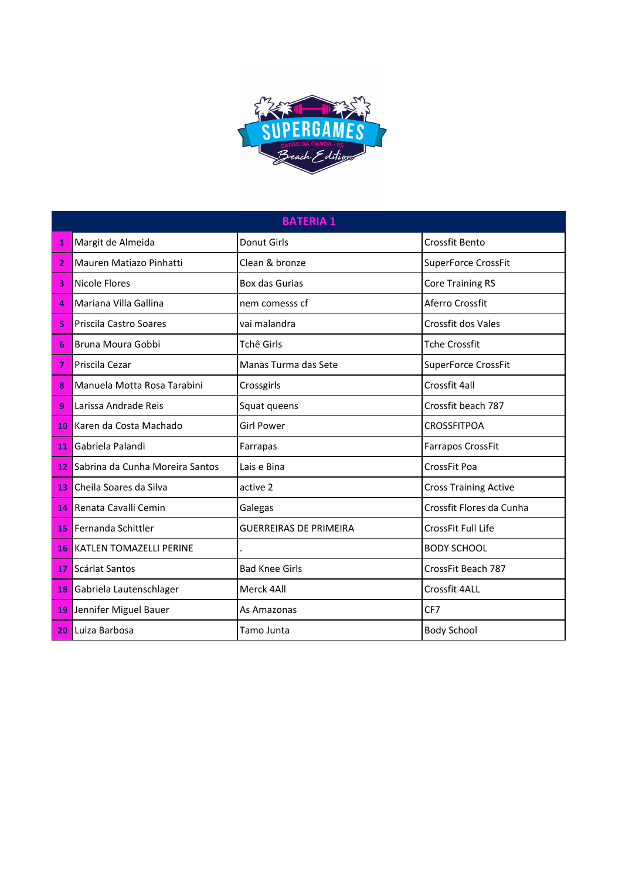| BATERIA 1 | | | |
|---|---|---|---|
| 1 | Margit de Almeida | Donut Girls | Crossfit Bento |
| 2 | Mauren Matiazo Pinhatti | Clean & bronze | SuperForce CrossFit |
| 3 | Nicole Flores | Box das Gurias | Core Training RS |
| 4 | Mariana Villa Gallina | nem comesss cf | Aferro Crossfit |
| 5 | Priscila Castro Soares | vai malandra | Crossfit dos Vales |
| 6 | Bruna Moura Gobbi | Tchê Girls | Tche Crossfit |
| 7 | Priscila Cezar | Manas Turma das Sete | SuperForce CrossFit |
| 8 | Manuela Motta Rosa Tarabini | Crossgirls | Crossfit 4all |
| 9 | Larissa Andrade Reis | Squat queens | Crossfit beach 787 |
| 10 | Karen da Costa Machado | Girl Power | CROSSFITPOA |
| 11 | Gabriela Palandi | Farrapas | Farrapos CrossFit |
| 12 | Sabrina da Cunha Moreira Santos | Lais e Bina | CrossFit Poa |
| 13 | Cheila Soares da Silva | active 2 | Cross Training Active |
| 14 | Renata Cavalli Cemin | Galegas | Crossfit Flores da Cunha |
| 15 | Fernanda Schittler | GUERREIRAS DE PRIMEIRA | CrossFit Full Life |
| 16 | KATLEN TOMAZELLI PERINE | . | BODY SCHOOL |
| 17 | Scárlat Santos | Bad Knee Girls | CrossFit Beach 787 |
| 18 | Gabriela Lautenschlager | Merck 4All | Crossfit 4ALL |
| 19 | Jennifer Miguel Bauer | As Amazonas | CF7 |
| 20 | Luiza Barbosa | Tamo Junta | Body School |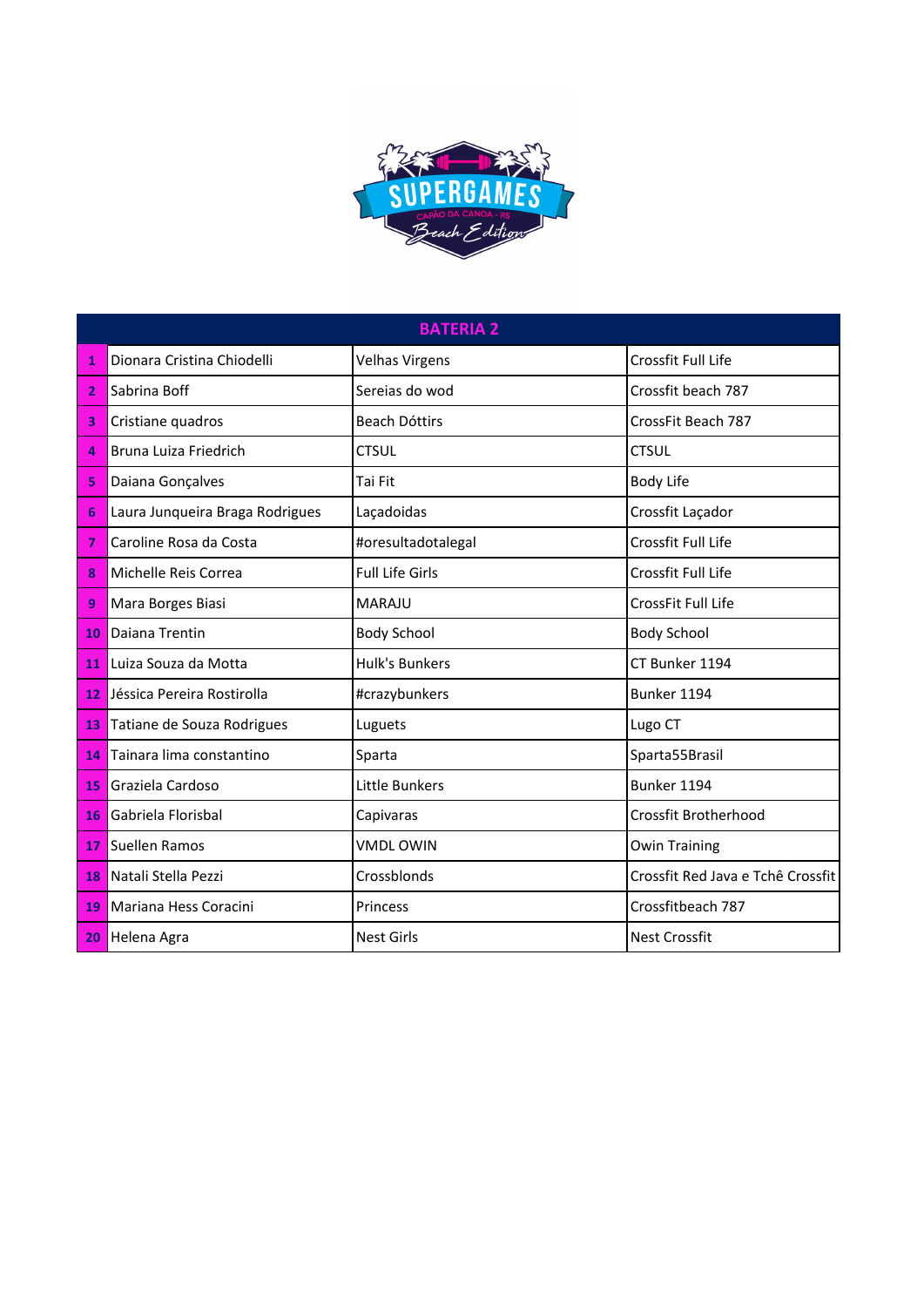| BATERIA 2 | | | |
|---|---|---|---|
| 1 | Dionara Cristina Chiodelli | Velhas Virgens | Crossfit Full Life |
| 2 | Sabrina Boff | Sereias do wod | Crossfit beach 787 |
| 3 | Cristiane quadros | Beach Dóttirs | CrossFit Beach 787 |
| 4 | Bruna Luiza Friedrich | CTSUL | CTSUL |
| 5 | Daiana Gonçalves | Tai Fit | Body Life |
| 6 | Laura Junqueira Braga Rodrigues | Laçadoidas | Crossfit Laçador |
| 7 | Caroline Rosa da Costa | #oresultadotalegal | Crossfit Full Life |
| 8 | Michelle Reis Correa | Full Life Girls | Crossfit Full Life |
| 9 | Mara Borges Biasi | MARAJU | CrossFit Full Life |
| 10 | Daiana Trentin | Body School | Body School |
| 11 | Luiza Souza da Motta | Hulk's Bunkers | CT Bunker 1194 |
| 12 | Jéssica Pereira Rostirolla | #crazybunkers | Bunker 1194 |
| 13 | Tatiane de Souza Rodrigues | Luguets | Lugo CT |
| 14 | Tainara lima constantino | Sparta | Sparta55Brasil |
| 15 | Graziela Cardoso | Little Bunkers | Bunker 1194 |
| 16 | Gabriela Florisbal | Capivaras | Crossfit Brotherhood |
| 17 | Suellen Ramos | VMDL OWIN | Owin Training |
| 18 | Natali Stella Pezzi | Crossblonds | Crossfit Red Java e Tchê Crossfit |
| 19 | Mariana Hess Coracini | Princess | Crossfitbeach 787 |
| 20 | Helena Agra | Nest Girls | Nest Crossfit |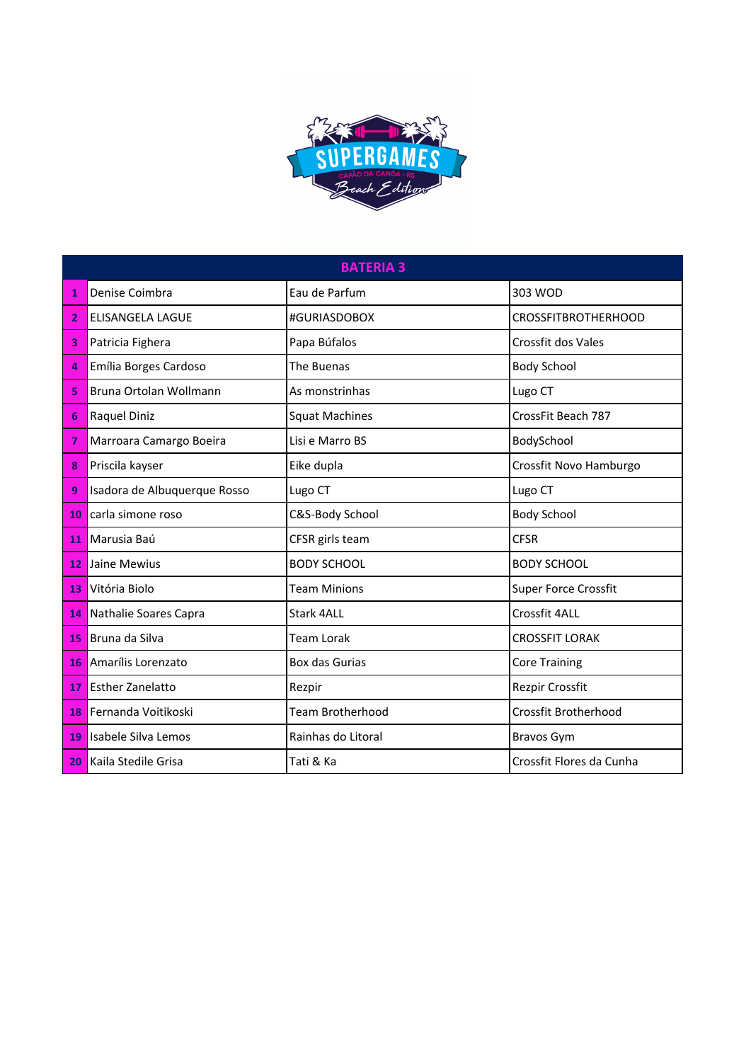| BATERIA 3 | | | |
|---|---|---|---|
| 1 | Denise Coimbra | Eau de Parfum | 303 WOD |
| 2 | ELISANGELA LAGUE | #GURIASDOBOX | CROSSFITBROTHERHOOD |
| 3 | Patricia Fighera | Papa Búfalos | Crossfit dos Vales |
| 4 | Emília Borges Cardoso | The Buenas | Body School |
| 5 | Bruna Ortolan Wollmann | As monstrinhas | Lugo CT |
| 6 | Raquel Diniz | Squat Machines | CrossFit Beach 787 |
| 7 | Marroara Camargo Boeira | Lisi e Marro BS | BodySchool |
| 8 | Priscila kayser | Eike dupla | Crossfit Novo Hamburgo |
| 9 | Isadora de Albuquerque Rosso | Lugo CT | Lugo CT |
| 10 | carla simone roso | C&S-Body School | Body School |
| 11 | Marusia Baú | CFSR girls team | CFSR |
| 12 | Jaine Mewius | BODY SCHOOL | BODY SCHOOL |
| 13 | Vitória Biolo | Team Minions | Super Force Crossfit |
| 14 | Nathalie Soares Capra | Stark 4ALL | Crossfit 4ALL |
| 15 | Bruna da Silva | Team Lorak | CROSSFIT LORAK |
| 16 | Amarílis Lorenzato | Box das Gurias | Core Training |
| 17 | Esther Zanelatto | Rezpir | Rezpir Crossfit |
| 18 | Fernanda Voitikoski | Team Brotherhood | Crossfit Brotherhood |
| 19 | Isabele Silva Lemos | Rainhas do Litoral | Bravos Gym |
| 20 | Kaila Stedile Grisa | Tati & Ka | Crossfit Flores da Cunha |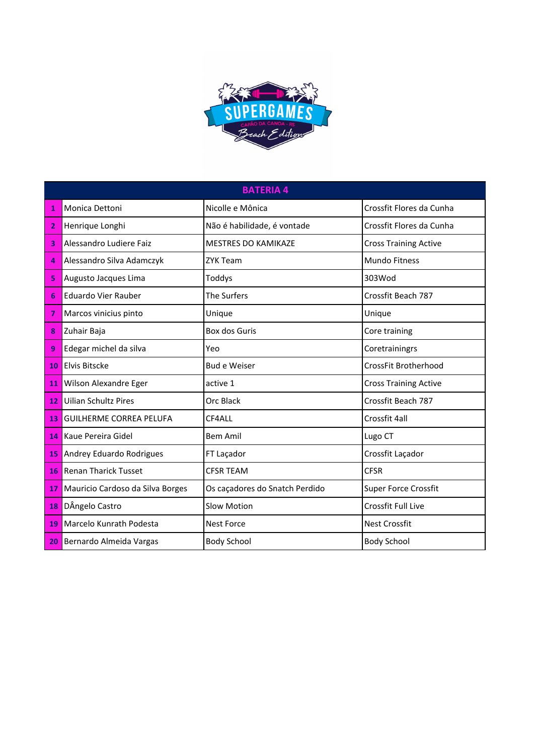| BATERIA 4 | | | |
|---|---|---|---|
| 1 | Monica Dettoni | Nicolle e Mônica | Crossfit Flores da Cunha |
| 2 | Henrique Longhi | Não é habilidade, é vontade | Crossfit Flores da Cunha |
| 3 | Alessandro Ludiere Faiz | MESTRES DO KAMIKAZE | Cross Training Active |
| 4 | Alessandro Silva Adamczyk | ZYK Team | Mundo Fitness |
| 5 | Augusto Jacques Lima | Toddys | 303Wod |
| 6 | Eduardo Vier Rauber | The Surfers | Crossfit Beach 787 |
| 7 | Marcos vinicius pinto | Unique | Unique |
| 8 | Zuhair Baja | Box dos Guris | Core training |
| 9 | Edegar michel da silva | Yeo | Coretrainingrs |
| 10 | Elvis Bitscke | Bud e Weiser | CrossFit Brotherhood |
| 11 | Wilson Alexandre Eger | active 1 | Cross Training Active |
| 12 | Uilian Schultz Pires | Orc Black | Crossfit Beach 787 |
| 13 | GUILHERME CORREA PELUFA | CF4ALL | Crossfit 4all |
| 14 | Kaue Pereira Gidel | Bem Amil | Lugo CT |
| 15 | Andrey Eduardo Rodrigues | FT Laçador | Crossfit Laçador |
| 16 | Renan Tharick Tusset | CFSR TEAM | CFSR |
| 17 | Mauricio Cardoso da Silva Borges | Os caçadores do Snatch Perdido | Super Force Crossfit |
| 18 | DÂngelo Castro | Slow Motion | Crossfit Full Live |
| 19 | Marcelo Kunrath Podesta | Nest Force | Nest Crossfit |
| 20 | Bernardo Almeida Vargas | Body School | Body School |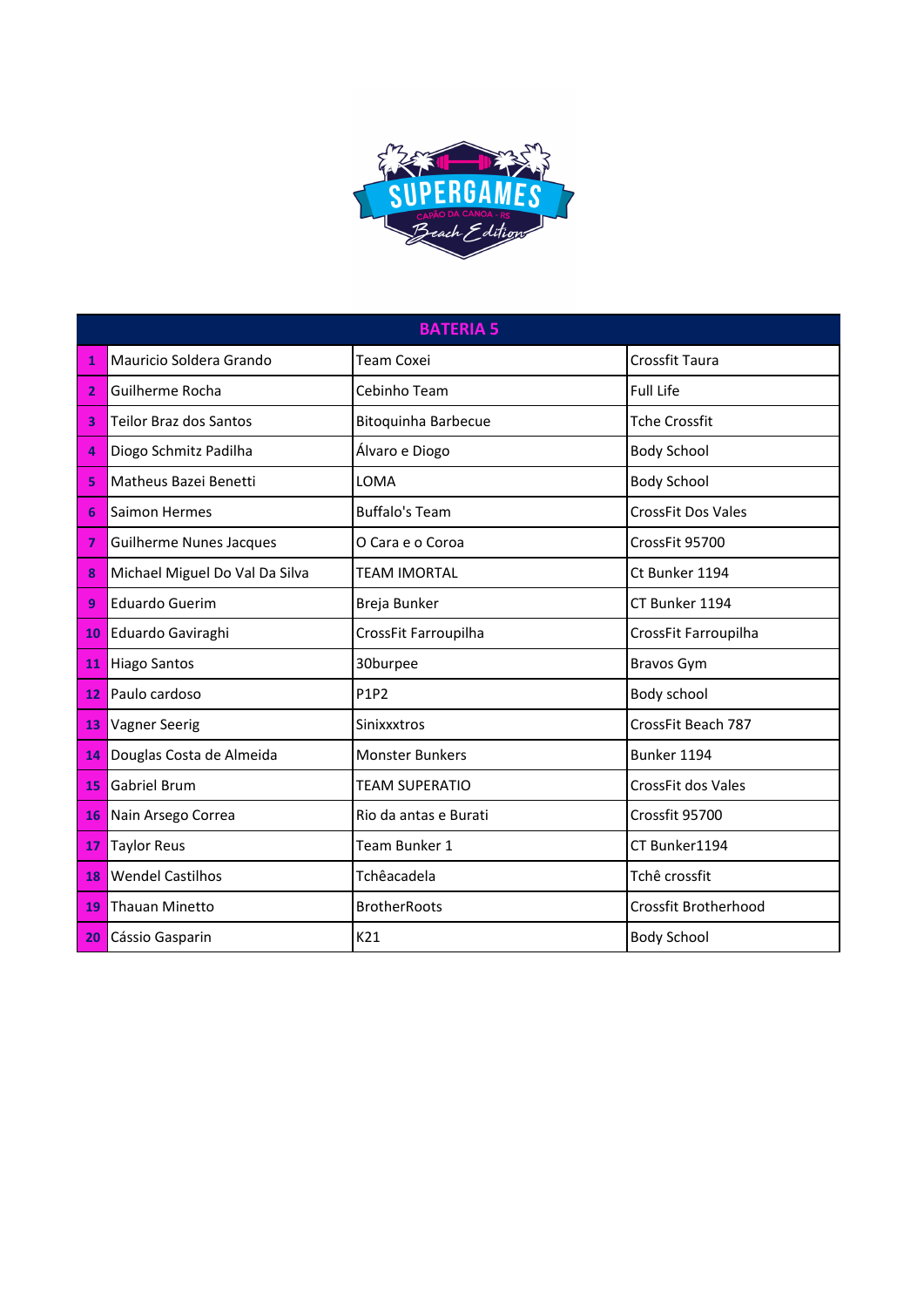| BATERIA 5 | | | |
|---|---|---|---|
| 1 | Mauricio Soldera Grando | Team Coxei | Crossfit Taura |
| 2 | Guilherme Rocha | Cebinho Team | Full Life |
| 3 | Teilor Braz dos Santos | Bitoquinha Barbecue | Tche Crossfit |
| 4 | Diogo Schmitz Padilha | Álvaro e Diogo | Body School |
| 5 | Matheus Bazei Benetti | LOMA | Body School |
| 6 | Saimon Hermes | Buffalo's Team | CrossFit Dos Vales |
| 7 | Guilherme Nunes Jacques | O Cara e o Coroa | CrossFit 95700 |
| 8 | Michael Miguel Do Val Da Silva | TEAM IMORTAL | Ct Bunker 1194 |
| 9 | Eduardo Guerim | Breja Bunker | CT Bunker 1194 |
| 10 | Eduardo Gaviraghi | CrossFit Farroupilha | CrossFit Farroupilha |
| 11 | Hiago Santos | 30burpee | Bravos Gym |
| 12 | Paulo cardoso | P1P2 | Body school |
| 13 | Vagner Seerig | Sinixxxtros | CrossFit Beach 787 |
| 14 | Douglas Costa de Almeida | Monster Bunkers | Bunker 1194 |
| 15 | Gabriel Brum | TEAM SUPERATIO | CrossFit dos Vales |
| 16 | Nain Arsego Correa | Rio da antas e Burati | Crossfit 95700 |
| 17 | Taylor Reus | Team Bunker 1 | CT Bunker1194 |
| 18 | Wendel Castilhos | Tchêacadela | Tchê crossfit |
| 19 | Thauan Minetto | BrotherRoots | Crossfit Brotherhood |
| 20 | Cássio Gasparin | K21 | Body School |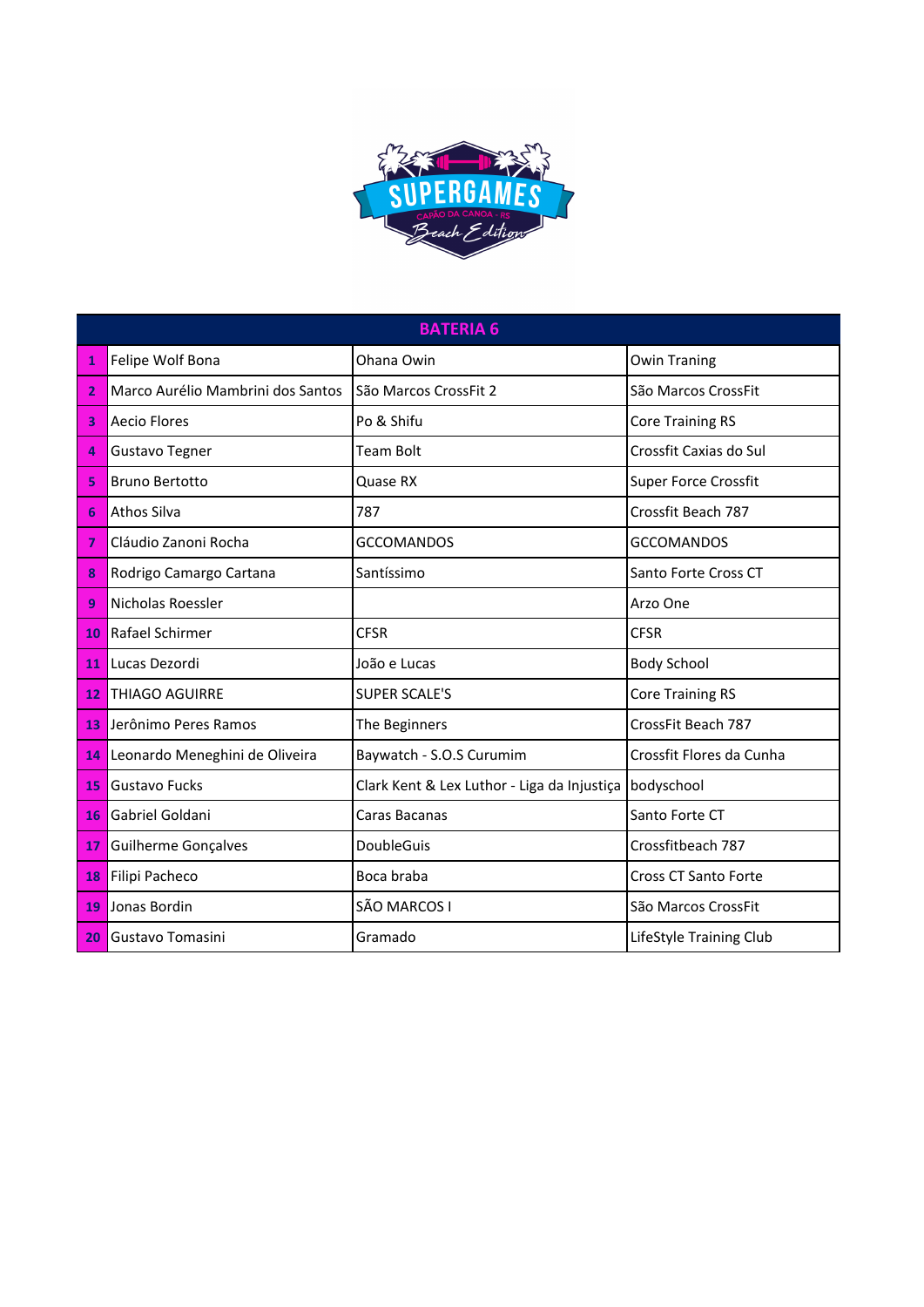| BATERIA 6 | | | |
|---|---|---|---|
| 1 | Felipe Wolf Bona | Ohana Owin | Owin Traning |
| 2 | Marco Aurélio Mambrini dos Santos | São Marcos CrossFit 2 | São Marcos CrossFit |
| 3 | Aecio Flores | Po & Shifu | Core Training RS |
| 4 | Gustavo Tegner | Team Bolt | Crossfit Caxias do Sul |
| 5 | Bruno Bertotto | Quase RX | Super Force Crossfit |
| 6 | Athos Silva | 787 | Crossfit Beach 787 |
| 7 | Cláudio Zanoni Rocha | GCCOMANDOS | GCCOMANDOS |
| 8 | Rodrigo Camargo Cartana | Santíssimo | Santo Forte Cross CT |
| 9 | Nicholas Roessler | | Arzo One |
| 10 | Rafael Schirmer | CFSR | CFSR |
| 11 | Lucas Dezordi | João e Lucas | Body School |
| 12 | THIAGO AGUIRRE | SUPER SCALE'S | Core Training RS |
| 13 | Jerônimo Peres Ramos | The Beginners | CrossFit Beach 787 |
| 14 | Leonardo Meneghini de Oliveira | Baywatch - S.O.S Curumim | Crossfit Flores da Cunha |
| 15 | Gustavo Fucks | Clark Kent & Lex Luthor - Liga da Injustiça | bodyschool |
| 16 | Gabriel Goldani | Caras Bacanas | Santo Forte CT |
| 17 | Guilherme Gonçalves | DoubleGuis | Crossfitbeach 787 |
| 18 | Filipi Pacheco | Boca braba | Cross CT Santo Forte |
| 19 | Jonas Bordin | SÃO MARCOS I | São Marcos CrossFit |
| 20 | Gustavo Tomasini | Gramado | LifeStyle Training Club |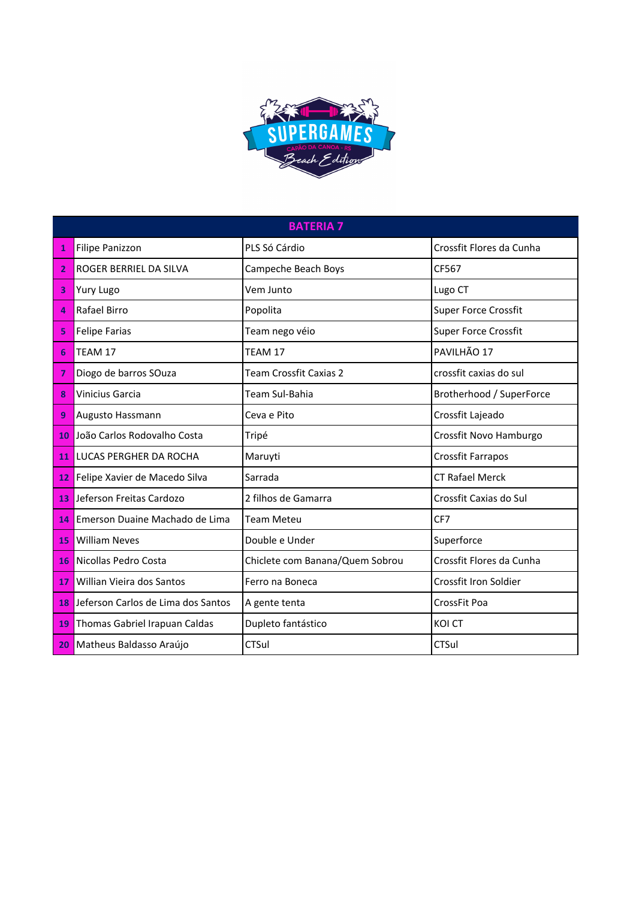| BATERIA 7 | | | |
|---|---|---|---|
| 1 | Filipe Panizzon | PLS Só Cárdio | Crossfit Flores da Cunha |
| 2 | ROGER BERRIEL DA SILVA | Campeche Beach Boys | CF567 |
| 3 | Yury Lugo | Vem Junto | Lugo CT |
| 4 | Rafael Birro | Popolita | Super Force Crossfit |
| 5 | Felipe Farias | Team nego véio | Super Force Crossfit |
| 6 | TEAM 17 | TEAM 17 | PAVILHÃO 17 |
| 7 | Diogo de barros SOuza | Team Crossfit Caxias 2 | crossfit caxias do sul |
| 8 | Vinicius Garcia | Team Sul-Bahia | Brotherhood / SuperForce |
| 9 | Augusto Hassmann | Ceva e Pito | Crossfit Lajeado |
| 10 | João Carlos Rodovalho Costa | Tripé | Crossfit Novo Hamburgo |
| 11 | LUCAS PERGHER DA ROCHA | Maruyti | Crossfit Farrapos |
| 12 | Felipe Xavier de Macedo Silva | Sarrada | CT Rafael Merck |
| 13 | Jeferson Freitas Cardozo | 2 filhos de Gamarra | Crossfit Caxias do Sul |
| 14 | Emerson Duaine Machado de Lima | Team Meteu | CF7 |
| 15 | William Neves | Double e Under | Superforce |
| 16 | Nicollas Pedro Costa | Chiclete com Banana/Quem Sobrou | Crossfit Flores da Cunha |
| 17 | Willian Vieira dos Santos | Ferro na Boneca | Crossfit Iron Soldier |
| 18 | Jeferson Carlos de Lima dos Santos | A gente tenta | CrossFit Poa |
| 19 | Thomas Gabriel Irapuan Caldas | Dupleto fantástico | KOI CT |
| 20 | Matheus Baldasso Araújo | CTSul | CTSul |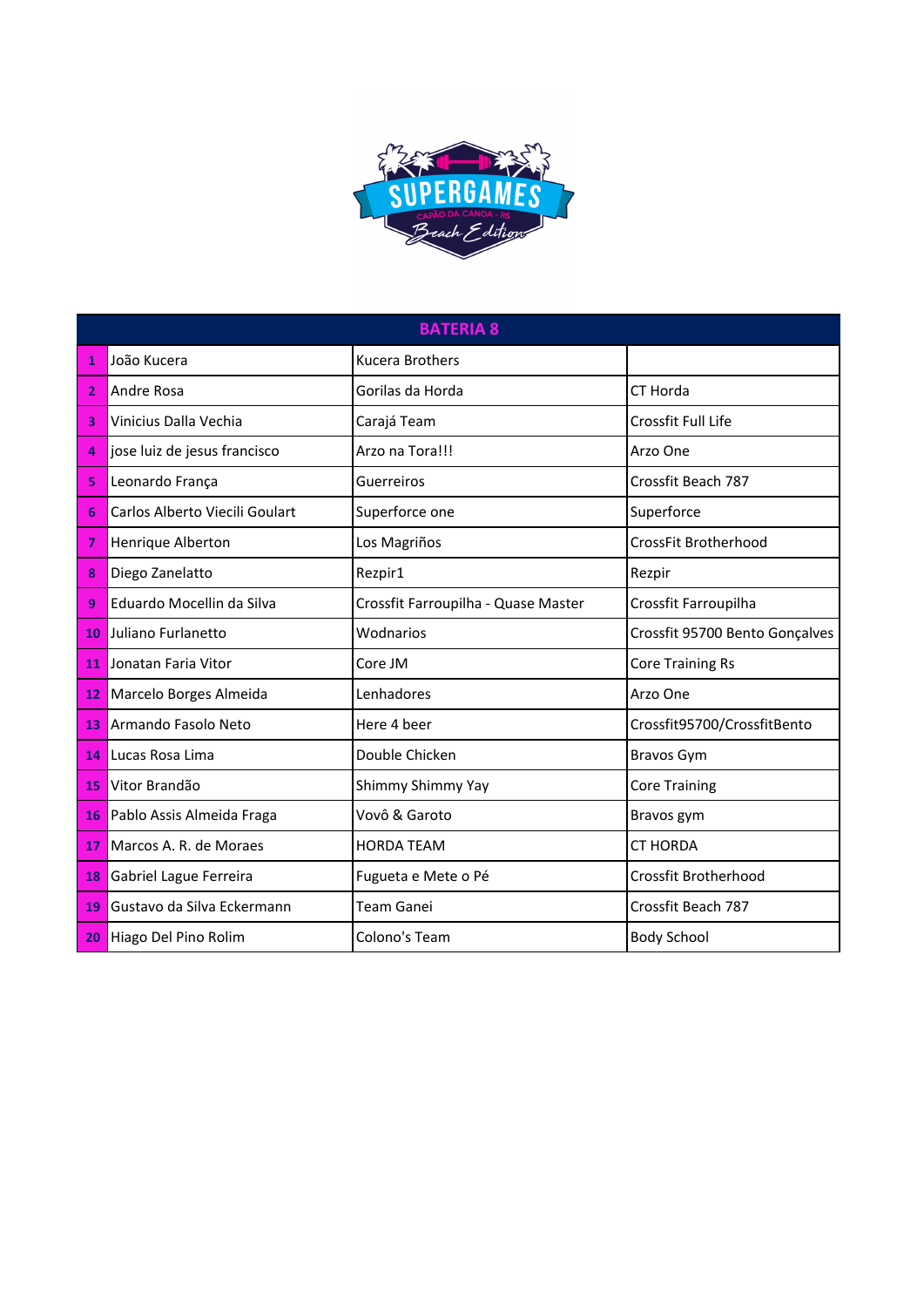| BATERIA 8 | | | |
|---|---|---|---|
| 1 | João Kucera | Kucera Brothers | |
| 2 | Andre Rosa | Gorilas da Horda | CT Horda |
| 3 | Vinicius Dalla Vechia | Carajá Team | Crossfit Full Life |
| 4 | jose luiz de jesus francisco | Arzo na Tora!!! | Arzo One |
| 5 | Leonardo França | Guerreiros | Crossfit Beach 787 |
| 6 | Carlos Alberto Viecili Goulart | Superforce one | Superforce |
| 7 | Henrique Alberton | Los Magriños | CrossFit Brotherhood |
| 8 | Diego Zanelatto | Rezpir1 | Rezpir |
| 9 | Eduardo Mocellin da Silva | Crossfit Farroupilha - Quase Master | Crossfit Farroupilha |
| 10 | Juliano Furlanetto | Wodnarios | Crossfit 95700 Bento Gonçalves |
| 11 | Jonatan Faria Vitor | Core JM | Core Training Rs |
| 12 | Marcelo Borges Almeida | Lenhadores | Arzo One |
| 13 | Armando Fasolo Neto | Here 4 beer | Crossfit95700/CrossfitBento |
| 14 | Lucas Rosa Lima | Double Chicken | Bravos Gym |
| 15 | Vitor Brandão | Shimmy Shimmy Yay | Core Training |
| 16 | Pablo Assis Almeida Fraga | Vovô & Garoto | Bravos gym |
| 17 | Marcos A. R. de Moraes | HORDA TEAM | CT HORDA |
| 18 | Gabriel Lague Ferreira | Fugueta e Mete o Pé | Crossfit Brotherhood |
| 19 | Gustavo da Silva Eckermann | Team Ganei | Crossfit Beach 787 |
| 20 | Hiago Del Pino Rolim | Colono's Team | Body School |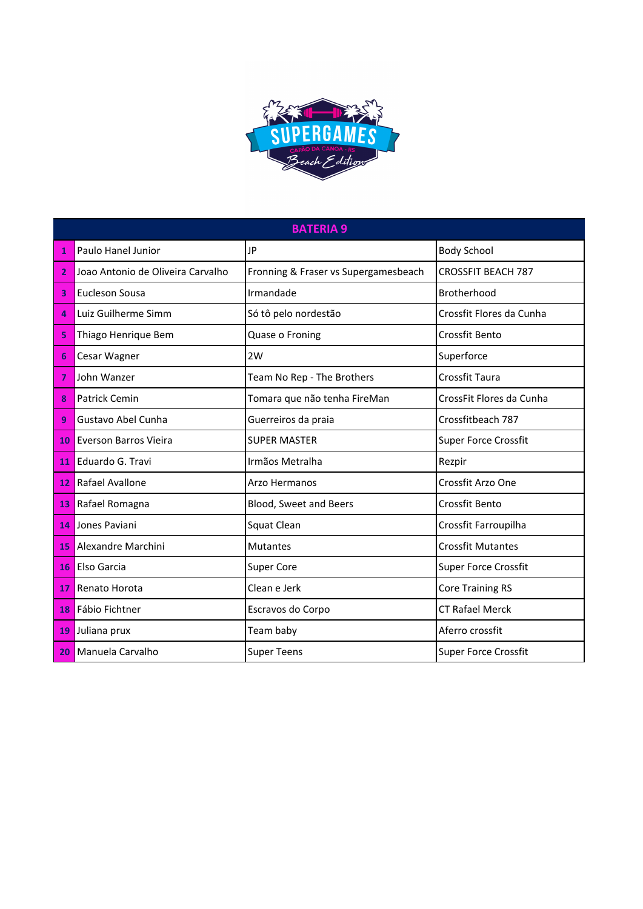| BATERIA 9 | | | |
|---|---|---|---|
| 1 | Paulo Hanel Junior | JP | Body School |
| 2 | Joao Antonio de Oliveira Carvalho | Fronning & Fraser vs Supergamesbeach | CROSSFIT BEACH 787 |
| 3 | Eucleson Sousa | Irmandade | Brotherhood |
| 4 | Luiz Guilherme Simm | Só tô pelo nordestão | Crossfit Flores da Cunha |
| 5 | Thiago Henrique Bem | Quase o Froning | Crossfit Bento |
| 6 | Cesar Wagner | 2W | Superforce |
| 7 | John Wanzer | Team No Rep - The Brothers | Crossfit Taura |
| 8 | Patrick Cemin | Tomara que não tenha FireMan | CrossFit Flores da Cunha |
| 9 | Gustavo Abel Cunha | Guerreiros da praia | Crossfitbeach 787 |
| 10 | Everson Barros Vieira | SUPER MASTER | Super Force Crossfit |
| 11 | Eduardo G. Travi | Irmãos Metralha | Rezpir |
| 12 | Rafael Avallone | Arzo Hermanos | Crossfit Arzo One |
| 13 | Rafael Romagna | Blood, Sweet and Beers | Crossfit Bento |
| 14 | Jones Paviani | Squat Clean | Crossfit Farroupilha |
| 15 | Alexandre Marchini | Mutantes | Crossfit Mutantes |
| 16 | Elso Garcia | Super Core | Super Force Crossfit |
| 17 | Renato Horota | Clean e Jerk | Core Training RS |
| 18 | Fábio Fichtner | Escravos do Corpo | CT Rafael Merck |
| 19 | Juliana prux | Team baby | Aferro crossfit |
| 20 | Manuela Carvalho | Super Teens | Super Force Crossfit |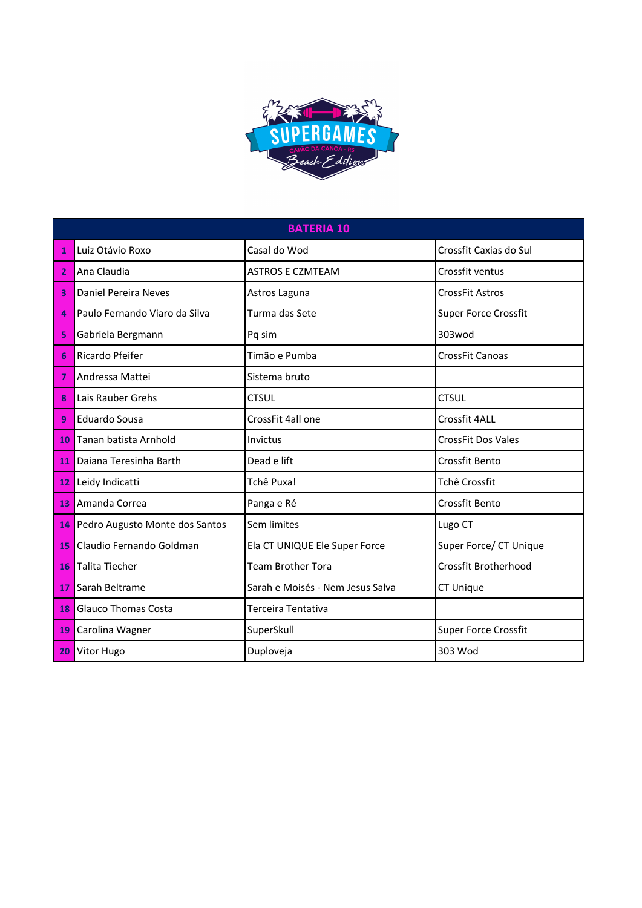| BATERIA 10 | | | |
|---|---|---|---|
| 1 | Luiz Otávio Roxo | Casal do Wod | Crossfit Caxias do Sul |
| 2 | Ana Claudia | ASTROS E CZMTEAM | Crossfit ventus |
| 3 | Daniel Pereira Neves | Astros Laguna | CrossFit Astros |
| 4 | Paulo Fernando Viaro da Silva | Turma das Sete | Super Force Crossfit |
| 5 | Gabriela Bergmann | Pq sim | 303wod |
| 6 | Ricardo Pfeifer | Timão e Pumba | CrossFit Canoas |
| 7 | Andressa Mattei | Sistema bruto | |
| 8 | Lais Rauber Grehs | CTSUL | CTSUL |
| 9 | Eduardo Sousa | CrossFit 4all one | Crossfit 4ALL |
| 10 | Tanan batista Arnhold | Invictus | CrossFit Dos Vales |
| 11 | Daiana Teresinha Barth | Dead e lift | Crossfit Bento |
| 12 | Leidy Indicatti | Tchê Puxa! | Tchê Crossfit |
| 13 | Amanda Correa | Panga e Ré | Crossfit Bento |
| 14 | Pedro Augusto Monte dos Santos | Sem limites | Lugo CT |
| 15 | Claudio Fernando Goldman | Ela CT UNIQUE Ele Super Force | Super Force/ CT Unique |
| 16 | Talita Tiecher | Team Brother Tora | Crossfit Brotherhood |
| 17 | Sarah Beltrame | Sarah e Moisés - Nem Jesus Salva | CT Unique |
| 18 | Glauco Thomas Costa | Terceira Tentativa | |
| 19 | Carolina Wagner | SuperSkull | Super Force Crossfit |
| 20 | Vitor Hugo | Duploveja | 303 Wod |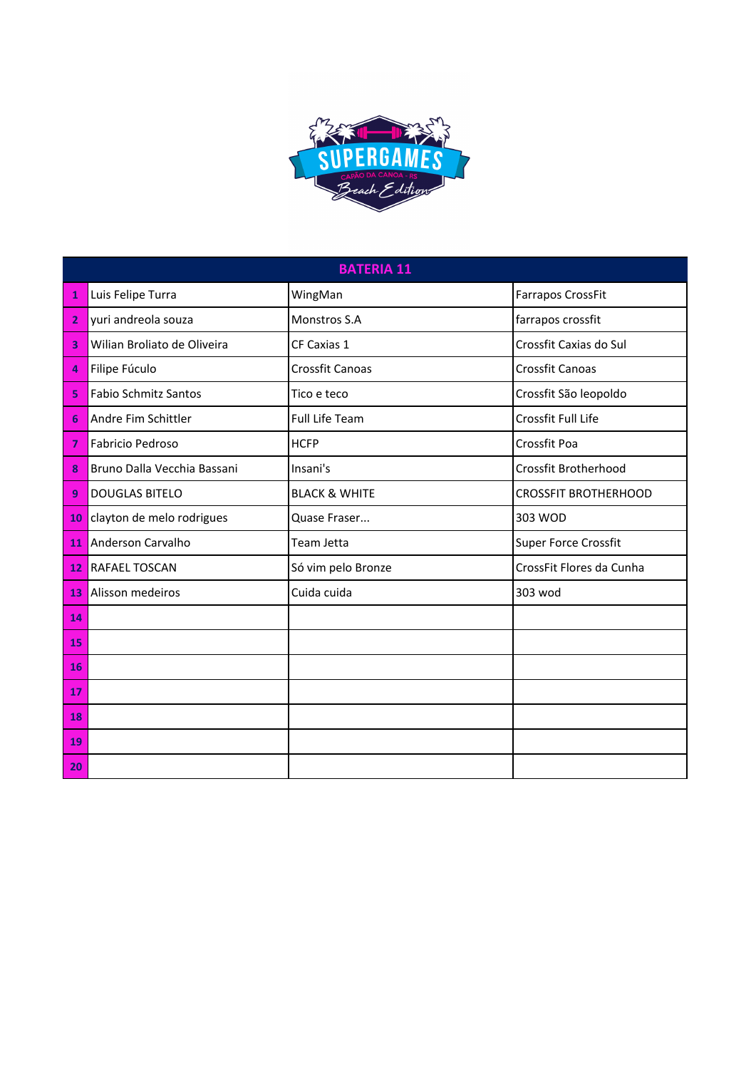| BATERIA 11 | | | |
|---|---|---|---|
| 1 | Luis Felipe Turra | WingMan | Farrapos CrossFit |
| 2 | yuri andreola souza | Monstros S.A | farrapos crossfit |
| 3 | Wilian Broliato de Oliveira | CF Caxias 1 | Crossfit Caxias do Sul |
| 4 | Filipe Fúculo | Crossfit Canoas | Crossfit Canoas |
| 5 | Fabio Schmitz Santos | Tico e teco | Crossfit São leopoldo |
| 6 | Andre Fim Schittler | Full Life Team | Crossfit Full Life |
| 7 | Fabricio Pedroso | HCFP | Crossfit Poa |
| 8 | Bruno Dalla Vecchia Bassani | Insani's | Crossfit Brotherhood |
| 9 | DOUGLAS BITELO | BLACK & WHITE | CROSSFIT BROTHERHOOD |
| 10 | clayton de melo rodrigues | Quase Fraser... | 303 WOD |
| 11 | Anderson Carvalho | Team Jetta | Super Force Crossfit |
| 12 | RAFAEL TOSCAN | Só vim pelo Bronze | CrossFit Flores da Cunha |
| 13 | Alisson medeiros | Cuida cuida | 303 wod |
| 14 | | | |
| 15 | | | |
| 16 | | | |
| 17 | | | |
| 18 | | | |
| 19 | | | |
| 20 | | | |